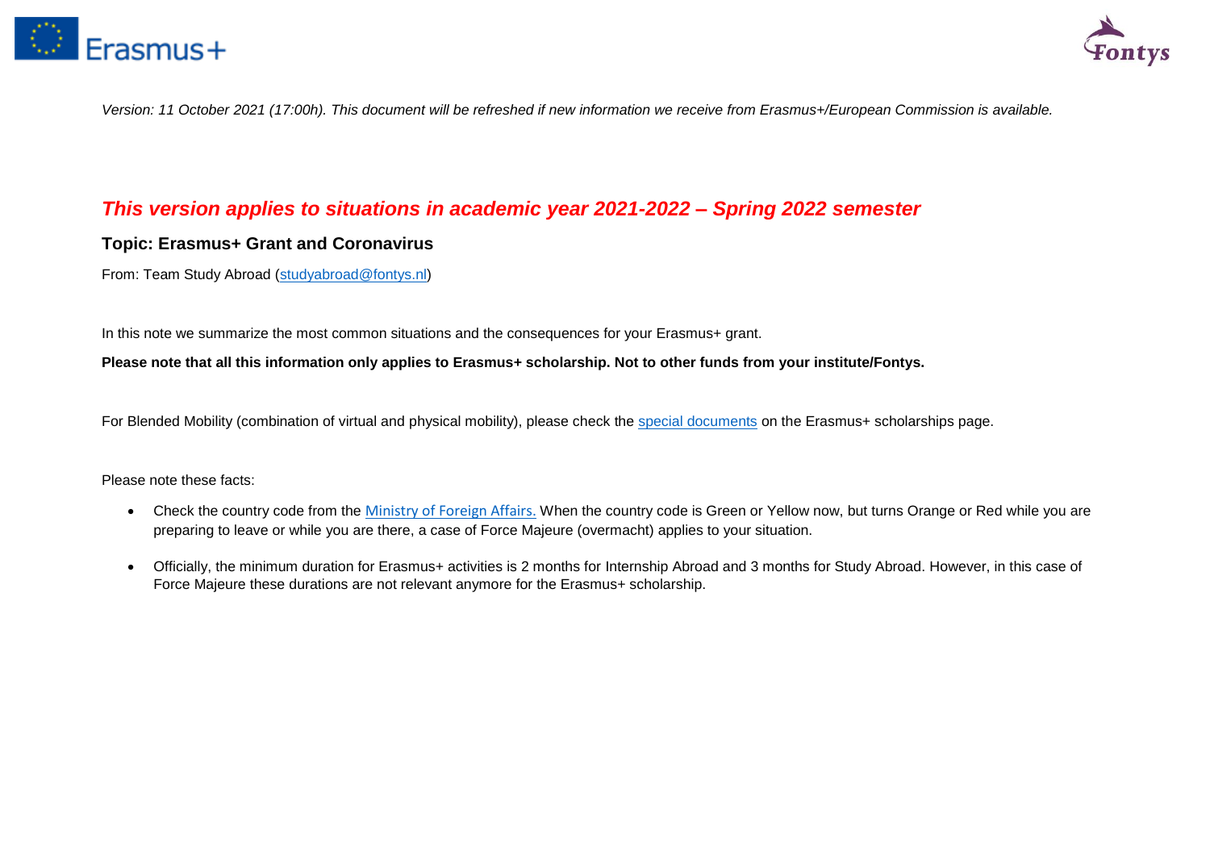*Version: 11 October 2021 (17:00h). This document will be refreshed if new information we receive from Erasmus+/European Commission is available.*

## *This version applies to situations in academic year 2021-2022 – Spring 2022 semester*

### Topic: Erasmus+ Grant and Coronavirus

From: Team Study Abroad (studyabroad@fontys.nl)

In this note we summarize the most common situations and the consequences for your Erasmus+ grant.

**Please note that all this information only applies to Erasmus+ scholarship. Not to other funds from your institute/Fontys.**

For Blended Mobility (combination of virtual and physical mobility), please check the special documents on the Erasmus+ scholarships page.

Please note these facts:

- Check the country code from the Ministry of Foreign Affairs. When the country code is Green or Yellow now, but turns Orange or Red while you are preparing to leave or while you are there, a case of Force Majeure (overmacht) applies to your situation.
- Officially, the minimum duration for Erasmus+ activities is 2 months for Internship Abroad and 3 months for Study Abroad. However, in this case of Force Majeure these durations are not relevant anymore for the Erasmus+ scholarship.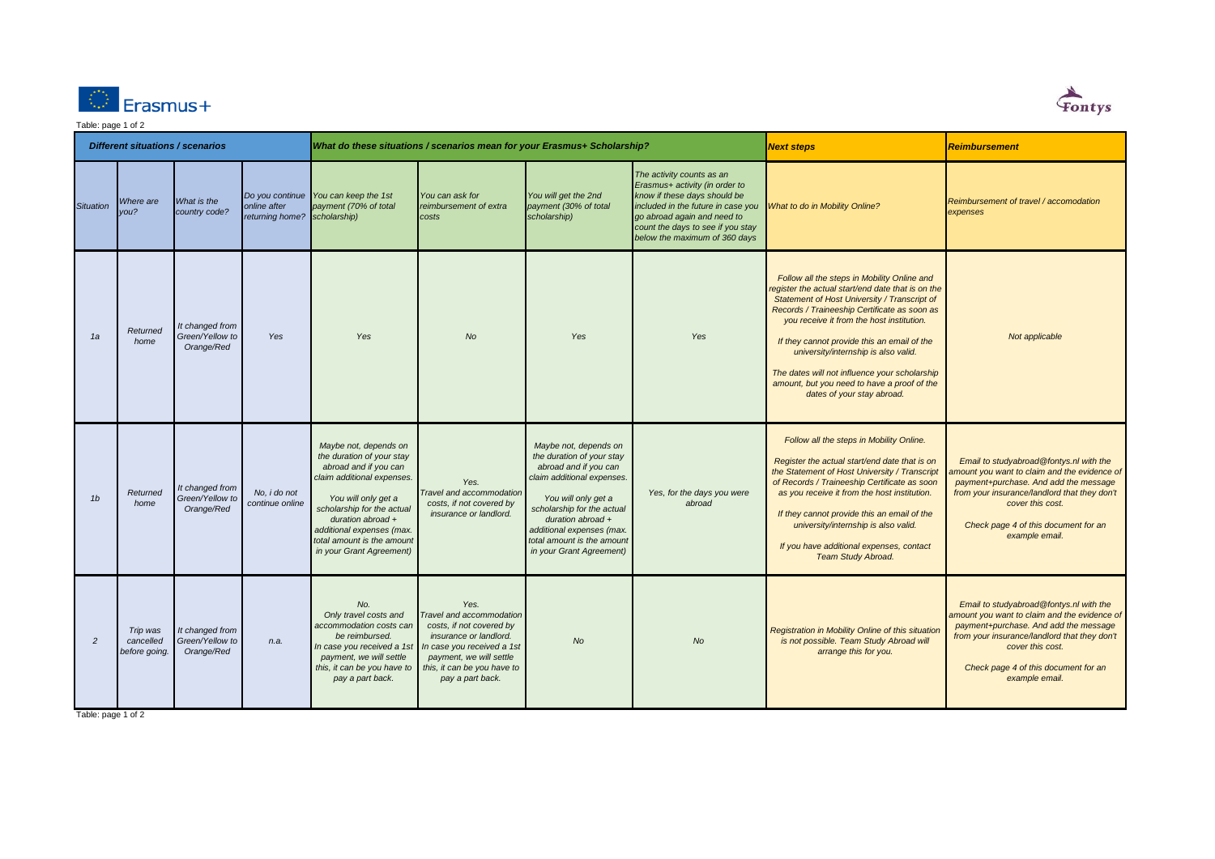| *Different situations / scenarios* | | | | *What do these situations / scenarios mean for your Erasmus+ Scholarship?* | | | | *Next steps* | *Reimbursement* |
|---|---|---|---|---|---|---|---|---|---|
| *Situation* | *Where are you?* | *What is the country code?* | *Do you continue online after returning home?* | *You can keep the 1st payment (70% of total scholarship)* | *You can ask for reimbursement of extra costs* | *You will get the 2nd payment (30% of total scholarship)* | *The activity counts as an Erasmus+ activity (in order to know if these days should be included in the future in case you go abroad again and need to count the days to see if you stay below the maximum of 360 days* | *What to do in Mobility Online?* | *Reimbursement of travel / accomodation expenses* |
| *1a* | *Returned home* | *It changed from Green/Yellow to Orange/Red* | *Yes* | *Yes* | *No* | *Yes* | *Yes* | *Follow all the steps in Mobility Online and register the actual start/end date that is on the Statement of Host University / Transcript of Records / Traineeship Certificate as soon as you receive it from the host institution.* <br><br> *If they cannot provide this an email of the university/internship is also valid.* <br><br> *The dates will not influence your scholarship amount, but you need to have a proof of the dates of your stay abroad.* | *Not applicable* |
| *1b* | *Returned home* | *It changed from Green/Yellow to Orange/Red* | *No, i do not continue online* | *Maybe not, depends on the duration of your stay abroad and if you can claim additional expenses.* <br><br> *You will only get a scholarship for the actual duration abroad + additional expenses (max. total amount is the amount in your Grant Agreement)* | *Yes.* <br> *Travel and accommodation costs, if not covered by insurance or landlord.* | *Maybe not, depends on the duration of your stay abroad and if you can claim additional expenses.* <br><br> *You will only get a scholarship for the actual duration abroad + additional expenses (max. total amount is the amount in your Grant Agreement)* | *Yes, for the days you were abroad* | *Follow all the steps in Mobility Online.* <br><br> *Register the actual start/end date that is on the Statement of Host University / Transcript of Records / Traineeship Certificate as soon as you receive it from the host institution.* <br><br> *If they cannot provide this an email of the university/internship is also valid.* <br><br> *If you have additional expenses, contact Team Study Abroad.* | *Email to studyabroad@fontys.nl with the amount you want to claim and the evidence of payment+purchase. And add the message from your insurance/landlord that they don't cover this cost.* <br><br> *Check page 4 of this document for an example email.* |
| *2* | *Trip was cancelled before going.* | *It changed from Green/Yellow to Orange/Red* | *n.a.* | *No.* <br> *Only travel costs and accommodation costs can be reimbursed.* <br> *In case you received a 1st payment, we will settle this, it can be you have to pay a part back.* | *Yes.* <br> *Travel and accommodation costs, if not covered by insurance or landlord.* <br> *In case you received a 1st payment, we will settle this, it can be you have to pay a part back.* | *No* | *No* | *Registration in Mobility Online of this situation is not possible. Team Study Abroad will arrange this for you.* | *Email to studyabroad@fontys.nl with the amount you want to claim and the evidence of payment+purchase. And add the message from your insurance/landlord that they don't cover this cost.* <br><br> *Check page 4 of this document for an example email.* |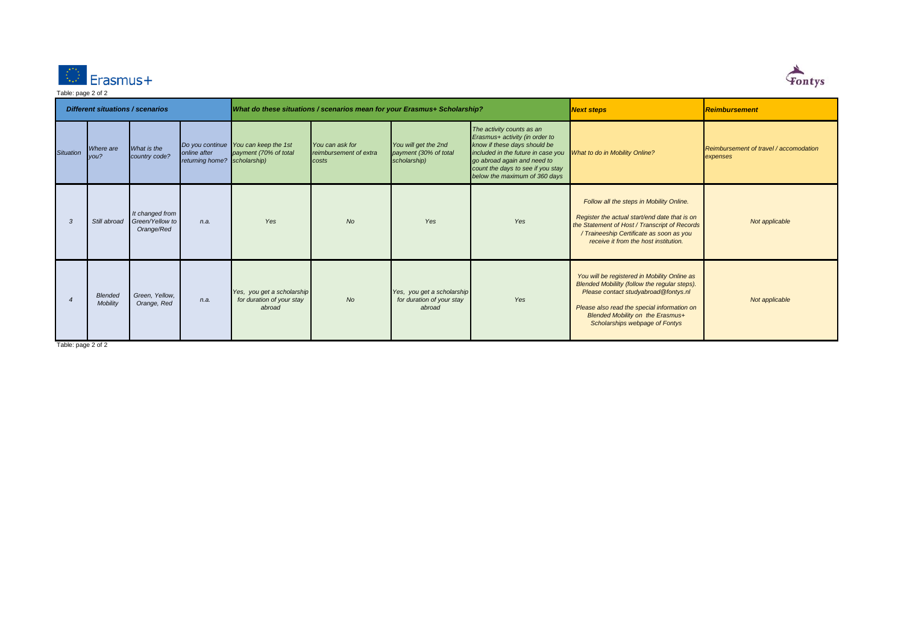| Different situations / scenarios | | | | What do these situations / scenarios mean for your Erasmus+ Scholarship? | | | | Next steps | Reimbursement |
|---|---|---|---|---|---|---|---|---|---|
| Situation | Where are you? | What is the country code? | Do you continue online after returning home? | You can keep the 1st payment (70% of total scholarship) | You can ask for reimbursement of extra costs | You will get the 2nd payment (30% of total scholarship) | The activity counts as an Erasmus+ activity (in order to know if these days should be included in the future in case you go abroad again and need to count the days to see if you stay below the maximum of 360 days | What to do in Mobility Online? | Reimbursement of travel / accomodation expenses |
| 3 | Still abroad | It changed from Green/Yellow to Orange/Red | n.a. | Yes | No | Yes | Yes | Follow all the steps in Mobility Online. Register the actual start/end date that is on the Statement of Host / Transcript of Records / Traineeship Certificate as soon as you receive it from the host institution. | Not applicable |
| 4 | Blended Mobility | Green, Yellow, Orange, Red | n.a. | Yes, you get a scholarship for duration of your stay abroad | No | Yes, you get a scholarship for duration of your stay abroad | Yes | You will be registered in Mobility Online as Blended Mobililty (follow the regular steps). Please contact studyabroad@fontys.nl Please also read the special information on Blended Mobility on the Erasmus+ Scholarships webpage of Fontys | Not applicable |

Table: page 2 of 2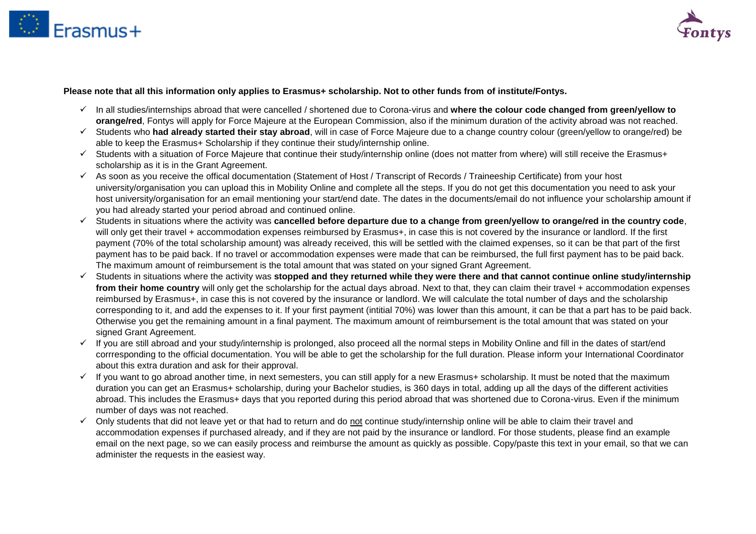**Please note that all this information only applies to Erasmus+ scholarship. Not to other funds from of institute/Fontys.**

- ✓ In all studies/internships abroad that were cancelled / shortened due to Corona-virus and **where the colour code changed from green/yellow to orange/red**, Fontys will apply for Force Majeure at the European Commission, also if the minimum duration of the activity abroad was not reached.
- ✓ Students who **had already started their stay abroad**, will in case of Force Majeure due to a change country colour (green/yellow to orange/red) be able to keep the Erasmus+ Scholarship if they continue their study/internship online.
- ✓ Students with a situation of Force Majeure that continue their study/internship online (does not matter from where) will still receive the Erasmus+ scholarship as it is in the Grant Agreement.
- ✓ As soon as you receive the offical documentation (Statement of Host / Transcript of Records / Traineeship Certificate) from your host university/organisation you can upload this in Mobility Online and complete all the steps. If you do not get this documentation you need to ask your host university/organisation for an email mentioning your start/end date. The dates in the documents/email do not influence your scholarship amount if you had already started your period abroad and continued online.
- ✓ Students in situations where the activity was **cancelled before departure due to a change from green/yellow to orange/red in the country code**, will only get their travel + accommodation expenses reimbursed by Erasmus+, in case this is not covered by the insurance or landlord. If the first payment (70% of the total scholarship amount) was already received, this will be settled with the claimed expenses, so it can be that part of the first payment has to be paid back. If no travel or accommodation expenses were made that can be reimbursed, the full first payment has to be paid back. The maximum amount of reimbursement is the total amount that was stated on your signed Grant Agreement.
- ✓ Students in situations where the activity was **stopped and they returned while they were there and that cannot continue online study/internship from their home country** will only get the scholarship for the actual days abroad. Next to that, they can claim their travel + accommodation expenses reimbursed by Erasmus+, in case this is not covered by the insurance or landlord. We will calculate the total number of days and the scholarship corresponding to it, and add the expenses to it. If your first payment (intitial 70%) was lower than this amount, it can be that a part has to be paid back. Otherwise you get the remaining amount in a final payment. The maximum amount of reimbursement is the total amount that was stated on your signed Grant Agreement.
- ✓ If you are still abroad and your study/internship is prolonged, also proceed all the normal steps in Mobility Online and fill in the dates of start/end corrresponding to the official documentation. You will be able to get the scholarship for the full duration. Please inform your International Coordinator about this extra duration and ask for their approval.
- ✓ If you want to go abroad another time, in next semesters, you can still apply for a new Erasmus+ scholarship. It must be noted that the maximum duration you can get an Erasmus+ scholarship, during your Bachelor studies, is 360 days in total, adding up all the days of the different activities abroad. This includes the Erasmus+ days that you reported during this period abroad that was shortened due to Corona-virus. Even if the minimum number of days was not reached.
- ✓ Only students that did not leave yet or that had to return and do <u>not</u> continue study/internship online will be able to claim their travel and accommodation expenses if purchased already, and if they are not paid by the insurance or landlord. For those students, please find an example email on the next page, so we can easily process and reimburse the amount as quickly as possible. Copy/paste this text in your email, so that we can administer the requests in the easiest way.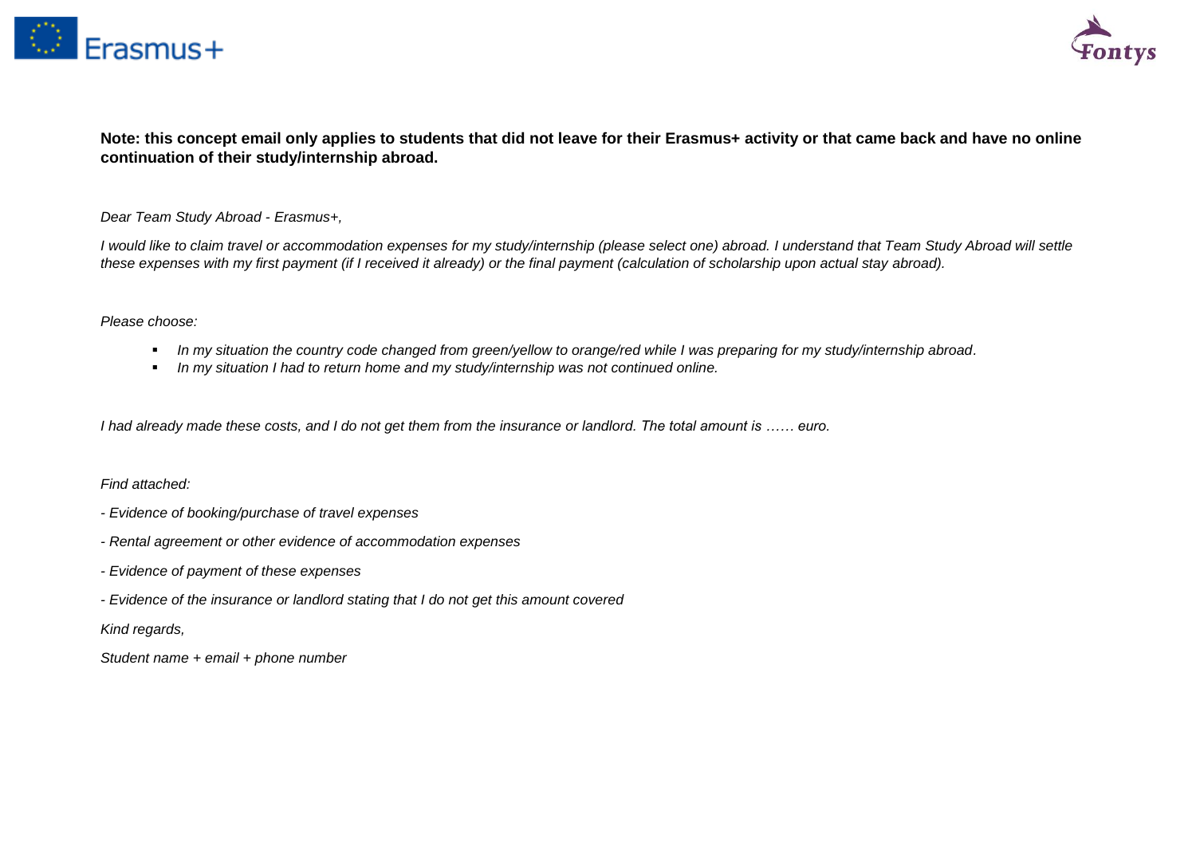**Note: this concept email only applies to students that did not leave for their Erasmus+ activity or that came back and have no online continuation of their study/internship abroad.**

*Dear Team Study Abroad - Erasmus+,*

*I would like to claim travel or accommodation expenses for my study/internship (please select one) abroad. I understand that Team Study Abroad will settle these expenses with my first payment (if I received it already) or the final payment (calculation of scholarship upon actual stay abroad).*

*Please choose:*

- *In my situation the country code changed from green/yellow to orange/red while I was preparing for my study/internship abroad.*
- *In my situation I had to return home and my study/internship was not continued online.*

*I had already made these costs, and I do not get them from the insurance or landlord. The total amount is …… euro.*

*Find attached:*

*- Evidence of booking/purchase of travel expenses*

*- Rental agreement or other evidence of accommodation expenses*

*- Evidence of payment of these expenses*

*- Evidence of the insurance or landlord stating that I do not get this amount covered*

*Kind regards,*

*Student name + email + phone number*